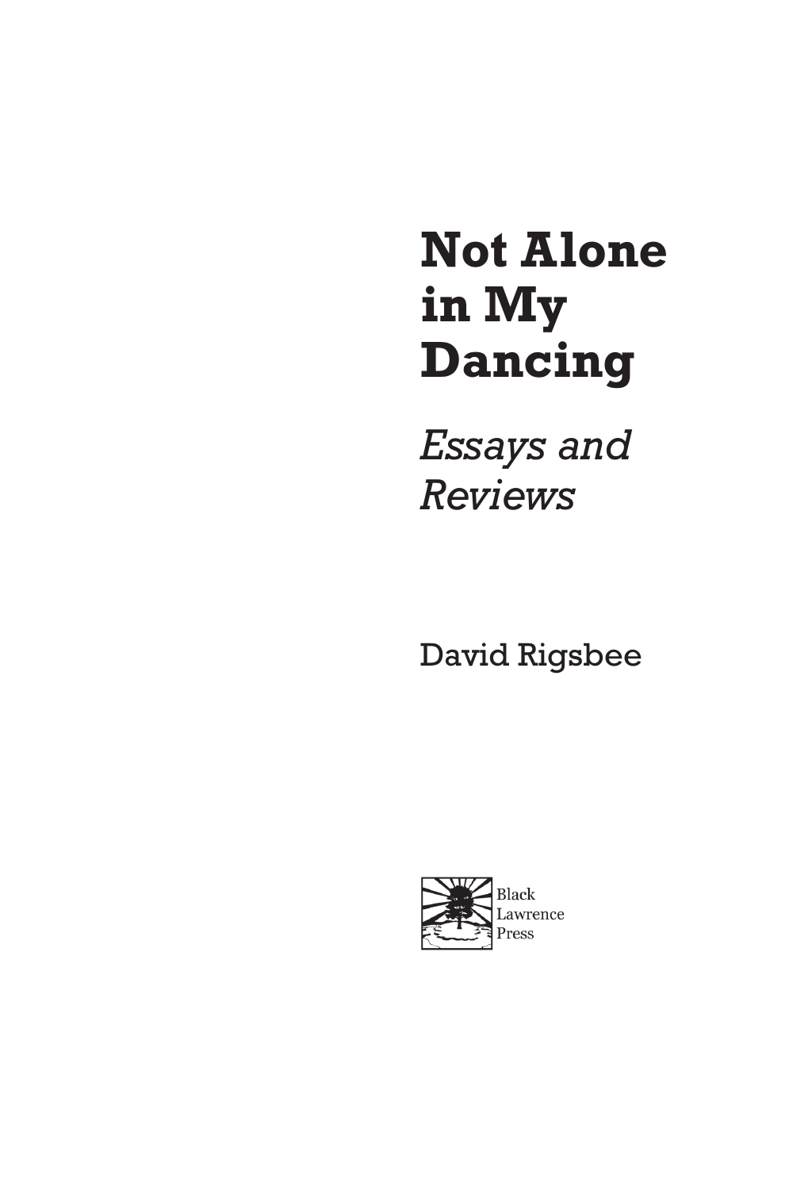# Not Alone in My Dancing

*Essays and Reviews*

David Rigsbee

Black Lawrence Press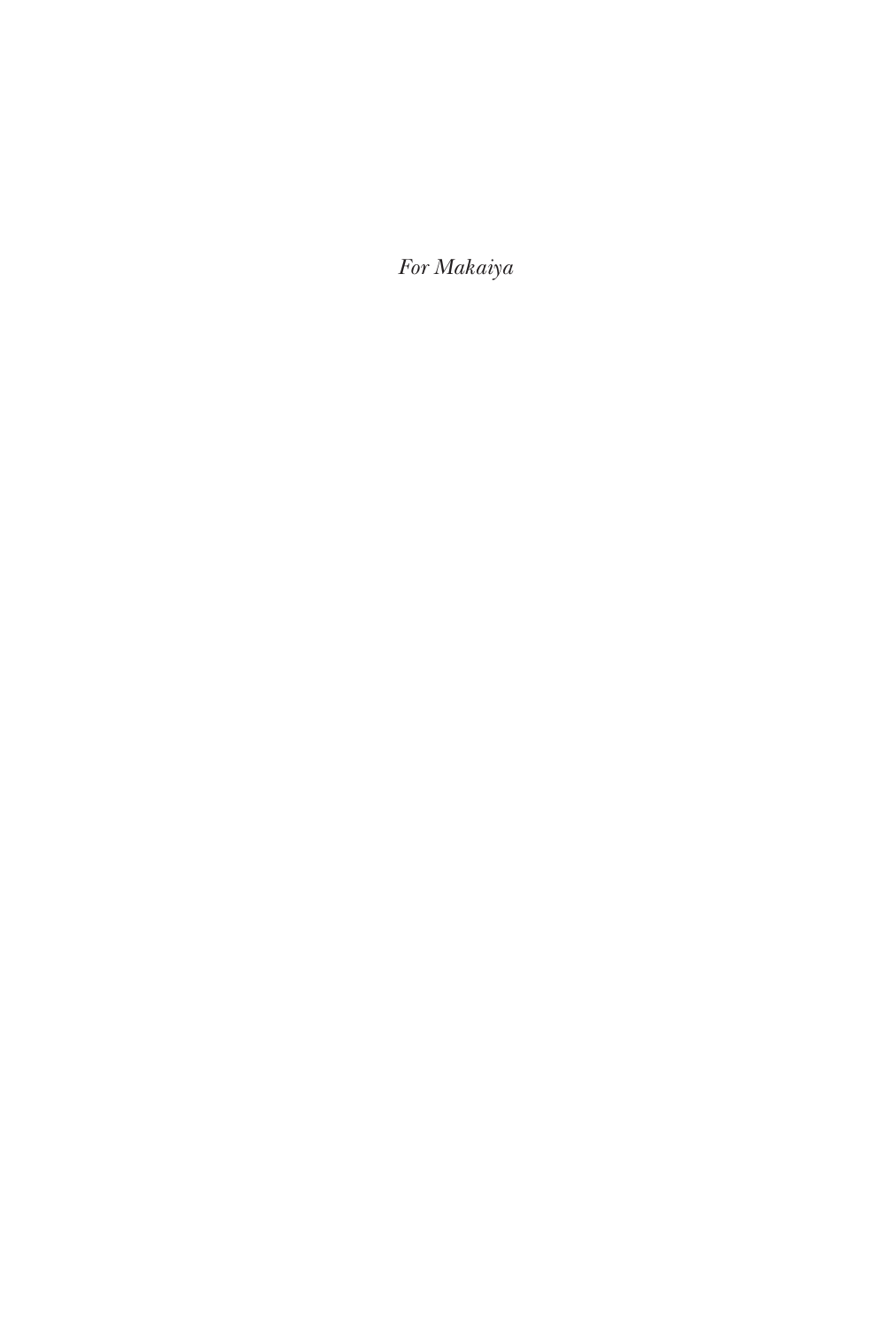*For Makaiya*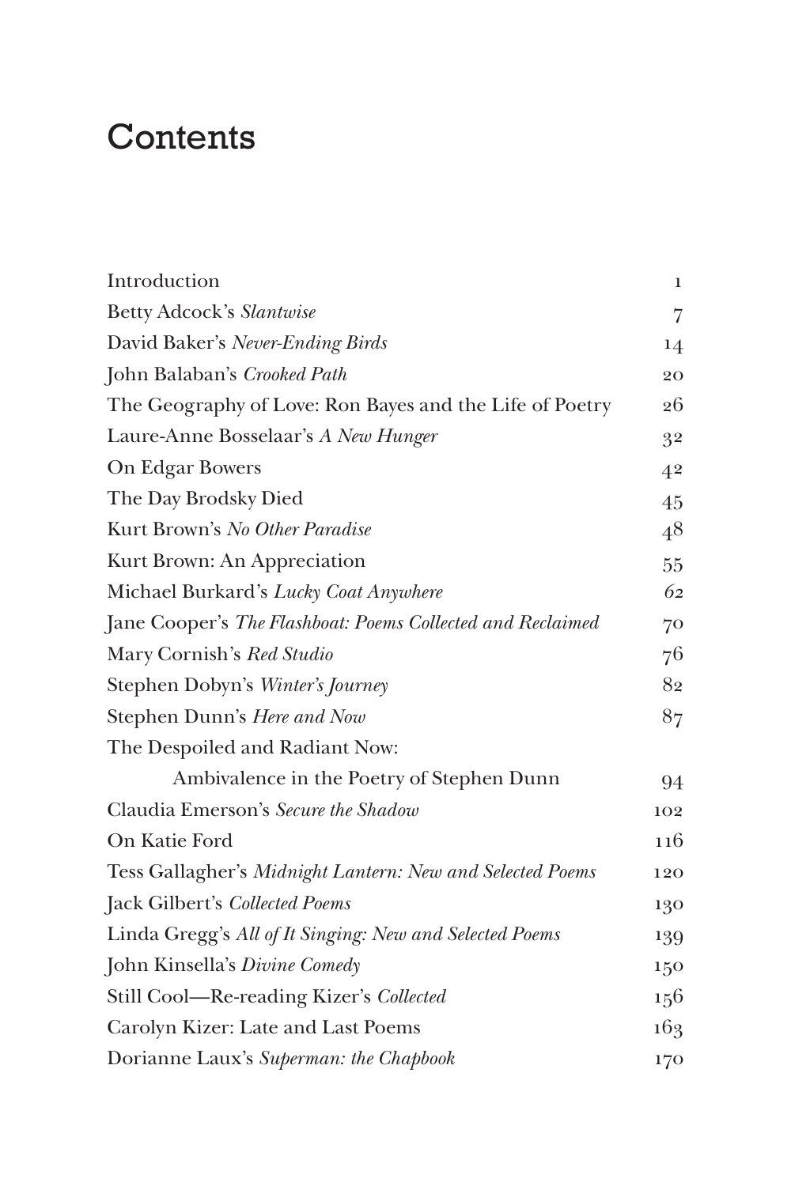# Contents

| | |
|---|---|
| Introduction | 1 |
| Betty Adcock's *Slantwise* | 7 |
| David Baker's *Never-Ending Birds* | 14 |
| John Balaban's *Crooked Path* | 20 |
| The Geography of Love: Ron Bayes and the Life of Poetry | 26 |
| Laure-Anne Bosselaar's *A New Hunger* | 32 |
| On Edgar Bowers | 42 |
| The Day Brodsky Died | 45 |
| Kurt Brown's *No Other Paradise* | 48 |
| Kurt Brown: An Appreciation | 55 |
| Michael Burkard's *Lucky Coat Anywhere* | 62 |
| Jane Cooper's *The Flashboat: Poems Collected and Reclaimed* | 70 |
| Mary Cornish's *Red Studio* | 76 |
| Stephen Dobyn's *Winter's Journey* | 82 |
| Stephen Dunn's *Here and Now* | 87 |
| The Despoiled and Radiant Now: Ambivalence in the Poetry of Stephen Dunn | 94 |
| Claudia Emerson's *Secure the Shadow* | 102 |
| On Katie Ford | 116 |
| Tess Gallagher's *Midnight Lantern: New and Selected Poems* | 120 |
| Jack Gilbert's *Collected Poems* | 130 |
| Linda Gregg's *All of It Singing: New and Selected Poems* | 139 |
| John Kinsella's *Divine Comedy* | 150 |
| Still Cool—Re-reading Kizer's *Collected* | 156 |
| Carolyn Kizer: Late and Last Poems | 163 |
| Dorianne Laux's *Superman: the Chapbook* | 170 |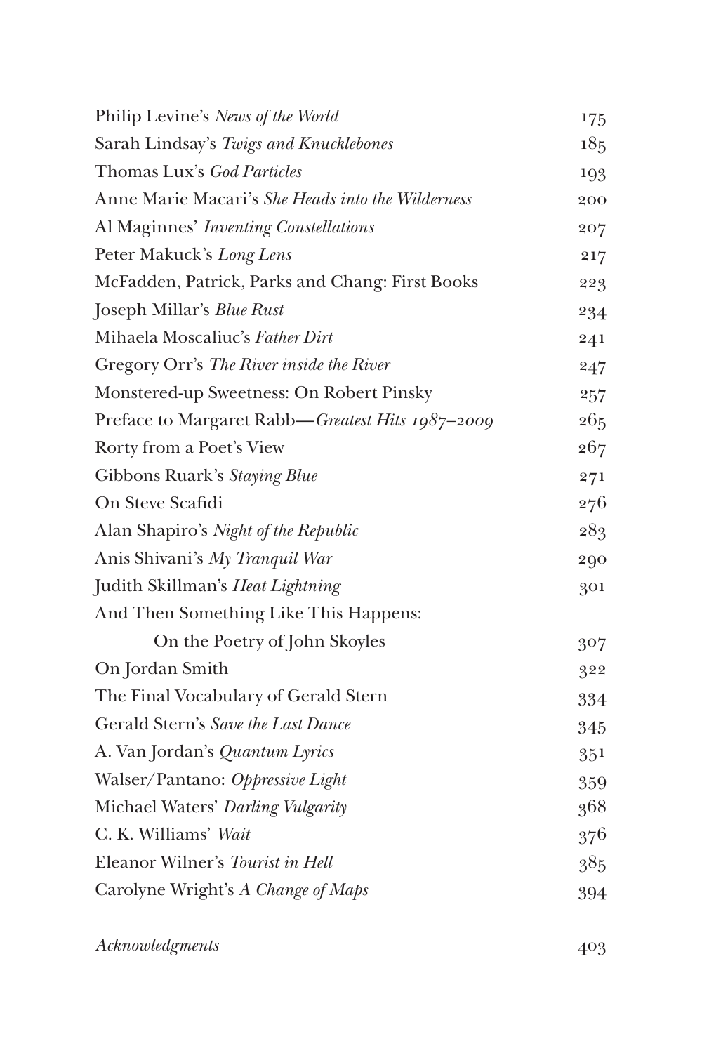| | |
|---|---|
| Philip Levine's *News of the World* | 175 |
| Sarah Lindsay's *Twigs and Knucklebones* | 185 |
| Thomas Lux's *God Particles* | 193 |
| Anne Marie Macari's *She Heads into the Wilderness* | 200 |
| Al Maginnes' *Inventing Constellations* | 207 |
| Peter Makuck's *Long Lens* | 217 |
| McFadden, Patrick, Parks and Chang: First Books | 223 |
| Joseph Millar's *Blue Rust* | 234 |
| Mihaela Moscaliuc's *Father Dirt* | 241 |
| Gregory Orr's *The River inside the River* | 247 |
| Monstered-up Sweetness: On Robert Pinsky | 257 |
| Preface to Margaret Rabb—*Greatest Hits 1987–2009* | 265 |
| Rorty from a Poet's View | 267 |
| Gibbons Ruark's *Staying Blue* | 271 |
| On Steve Scafidi | 276 |
| Alan Shapiro's *Night of the Republic* | 283 |
| Anis Shivani's *My Tranquil War* | 290 |
| Judith Skillman's *Heat Lightning* | 301 |
| And Then Something Like This Happens: On the Poetry of John Skoyles | 307 |
| On Jordan Smith | 322 |
| The Final Vocabulary of Gerald Stern | 334 |
| Gerald Stern's *Save the Last Dance* | 345 |
| A. Van Jordan's *Quantum Lyrics* | 351 |
| Walser/Pantano: *Oppressive Light* | 359 |
| Michael Waters' *Darling Vulgarity* | 368 |
| C. K. Williams' *Wait* | 376 |
| Eleanor Wilner's *Tourist in Hell* | 385 |
| Carolyne Wright's *A Change of Maps* | 394 |
| *Acknowledgments* | 403 |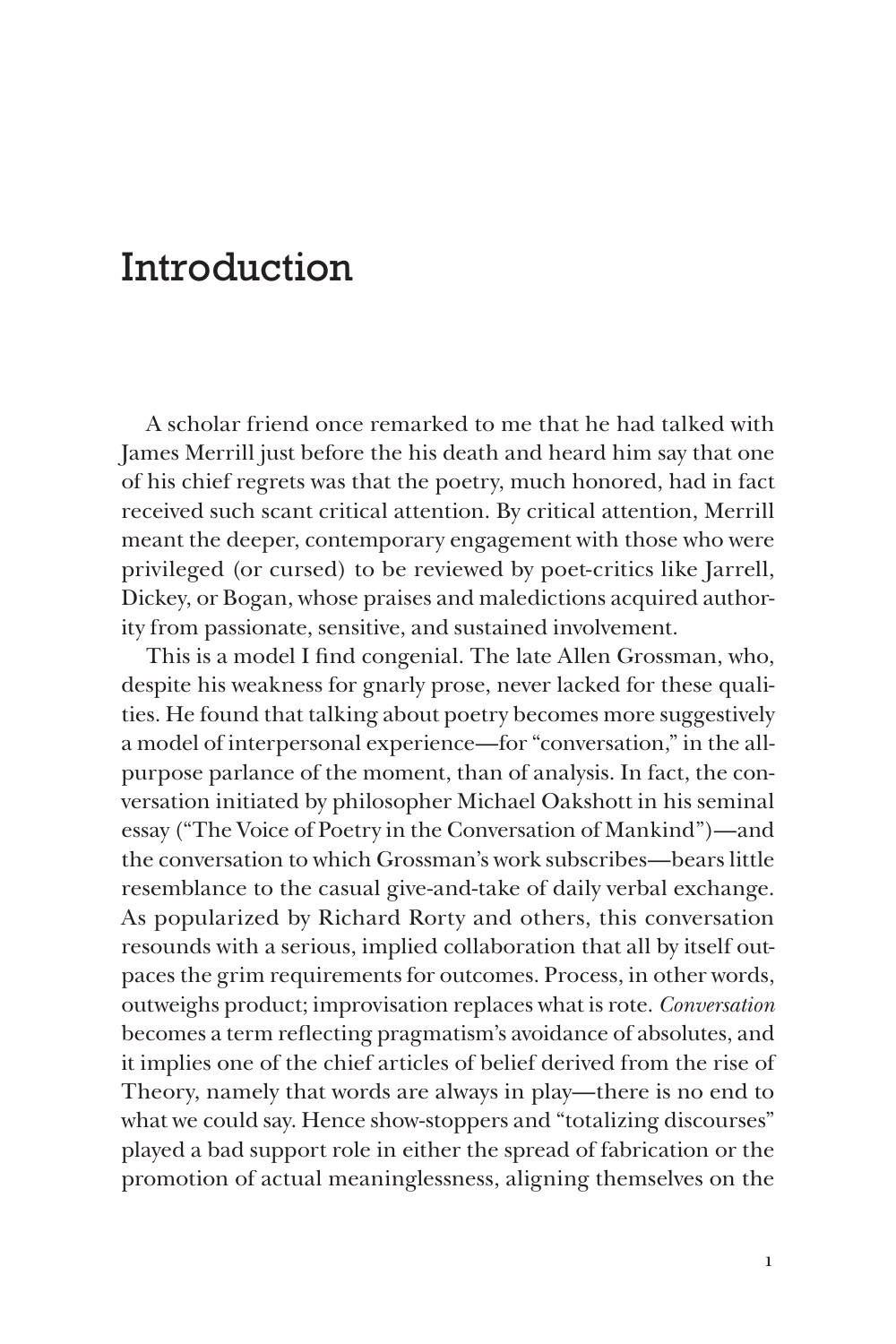# Introduction

A scholar friend once remarked to me that he had talked with James Merrill just before the his death and heard him say that one of his chief regrets was that the poetry, much honored, had in fact received such scant critical attention. By critical attention, Merrill meant the deeper, contemporary engagement with those who were privileged (or cursed) to be reviewed by poet-critics like Jarrell, Dickey, or Bogan, whose praises and maledictions acquired authority from passionate, sensitive, and sustained involvement.

This is a model I find congenial. The late Allen Grossman, who, despite his weakness for gnarly prose, never lacked for these qualities. He found that talking about poetry becomes more suggestively a model of interpersonal experience—for "conversation," in the all-purpose parlance of the moment, than of analysis. In fact, the conversation initiated by philosopher Michael Oakshott in his seminal essay ("The Voice of Poetry in the Conversation of Mankind")—and the conversation to which Grossman's work subscribes—bears little resemblance to the casual give-and-take of daily verbal exchange. As popularized by Richard Rorty and others, this conversation resounds with a serious, implied collaboration that all by itself outpaces the grim requirements for outcomes. Process, in other words, outweighs product; improvisation replaces what is rote. *Conversation* becomes a term reflecting pragmatism's avoidance of absolutes, and it implies one of the chief articles of belief derived from the rise of Theory, namely that words are always in play—there is no end to what we could say. Hence show-stoppers and "totalizing discourses" played a bad support role in either the spread of fabrication or the promotion of actual meaninglessness, aligning themselves on the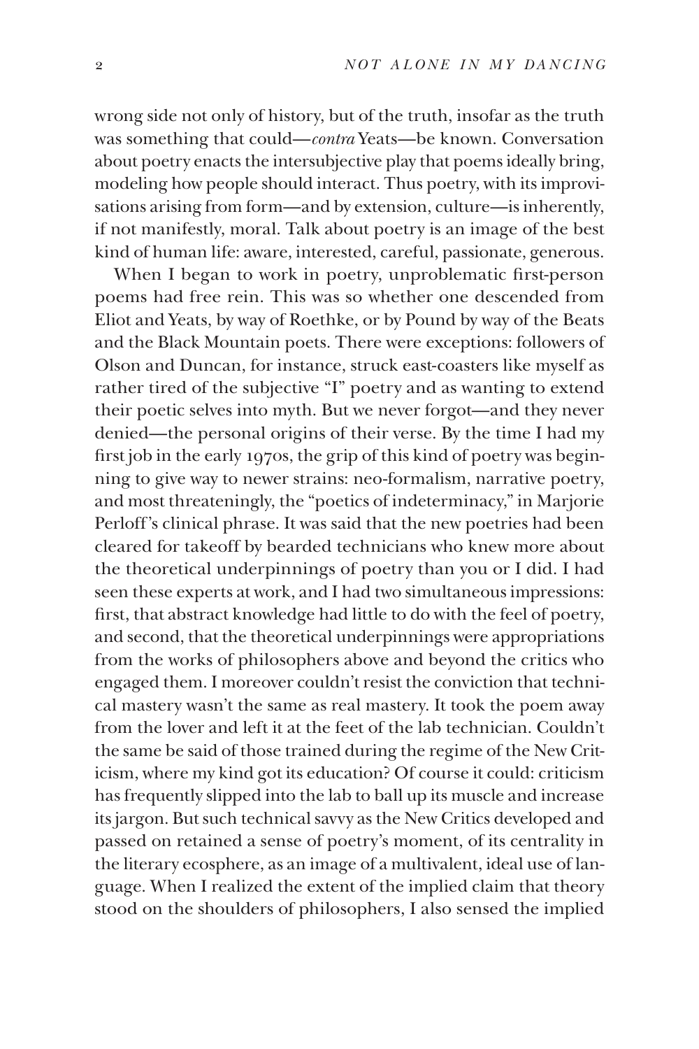wrong side not only of history, but of the truth, insofar as the truth was something that could—*contra* Yeats—be known. Conversation about poetry enacts the intersubjective play that poems ideally bring, modeling how people should interact. Thus poetry, with its improvisations arising from form—and by extension, culture—is inherently, if not manifestly, moral. Talk about poetry is an image of the best kind of human life: aware, interested, careful, passionate, generous.

When I began to work in poetry, unproblematic first-person poems had free rein. This was so whether one descended from Eliot and Yeats, by way of Roethke, or by Pound by way of the Beats and the Black Mountain poets. There were exceptions: followers of Olson and Duncan, for instance, struck east-coasters like myself as rather tired of the subjective "I" poetry and as wanting to extend their poetic selves into myth. But we never forgot—and they never denied—the personal origins of their verse. By the time I had my first job in the early 1970s, the grip of this kind of poetry was beginning to give way to newer strains: neo-formalism, narrative poetry, and most threateningly, the "poetics of indeterminacy," in Marjorie Perloff's clinical phrase. It was said that the new poetries had been cleared for takeoff by bearded technicians who knew more about the theoretical underpinnings of poetry than you or I did. I had seen these experts at work, and I had two simultaneous impressions: first, that abstract knowledge had little to do with the feel of poetry, and second, that the theoretical underpinnings were appropriations from the works of philosophers above and beyond the critics who engaged them. I moreover couldn't resist the conviction that technical mastery wasn't the same as real mastery. It took the poem away from the lover and left it at the feet of the lab technician. Couldn't the same be said of those trained during the regime of the New Criticism, where my kind got its education? Of course it could: criticism has frequently slipped into the lab to ball up its muscle and increase its jargon. But such technical savvy as the New Critics developed and passed on retained a sense of poetry's moment, of its centrality in the literary ecosphere, as an image of a multivalent, ideal use of language. When I realized the extent of the implied claim that theory stood on the shoulders of philosophers, I also sensed the implied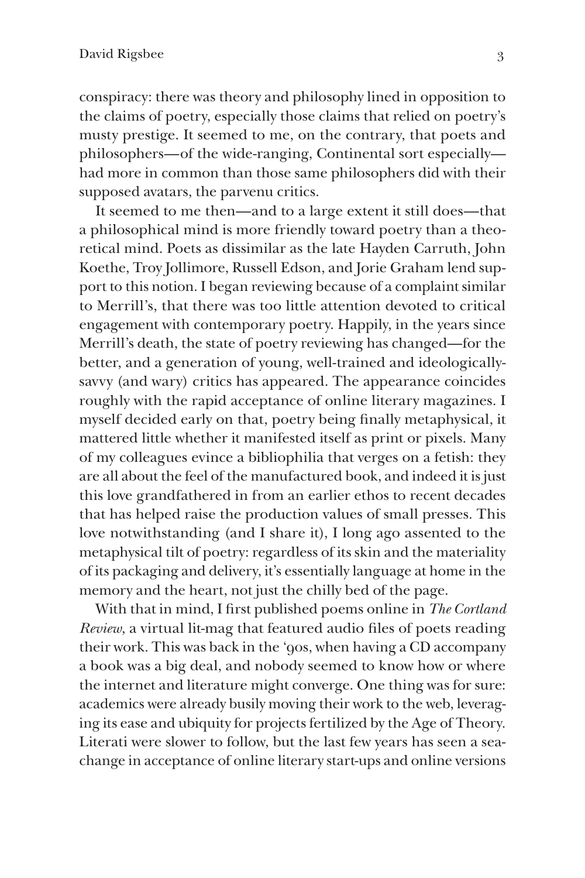conspiracy: there was theory and philosophy lined in opposition to the claims of poetry, especially those claims that relied on poetry's musty prestige. It seemed to me, on the contrary, that poets and philosophers—of the wide-ranging, Continental sort especially—had more in common than those same philosophers did with their supposed avatars, the parvenu critics.

It seemed to me then—and to a large extent it still does—that a philosophical mind is more friendly toward poetry than a theoretical mind. Poets as dissimilar as the late Hayden Carruth, John Koethe, Troy Jollimore, Russell Edson, and Jorie Graham lend support to this notion. I began reviewing because of a complaint similar to Merrill's, that there was too little attention devoted to critical engagement with contemporary poetry. Happily, in the years since Merrill's death, the state of poetry reviewing has changed—for the better, and a generation of young, well-trained and ideologically-savvy (and wary) critics has appeared. The appearance coincides roughly with the rapid acceptance of online literary magazines. I myself decided early on that, poetry being finally metaphysical, it mattered little whether it manifested itself as print or pixels. Many of my colleagues evince a bibliophilia that verges on a fetish: they are all about the feel of the manufactured book, and indeed it is just this love grandfathered in from an earlier ethos to recent decades that has helped raise the production values of small presses. This love notwithstanding (and I share it), I long ago assented to the metaphysical tilt of poetry: regardless of its skin and the materiality of its packaging and delivery, it's essentially language at home in the memory and the heart, not just the chilly bed of the page.

With that in mind, I first published poems online in *The Cortland Review*, a virtual lit-mag that featured audio files of poets reading their work. This was back in the '90s, when having a CD accompany a book was a big deal, and nobody seemed to know how or where the internet and literature might converge. One thing was for sure: academics were already busily moving their work to the web, leveraging its ease and ubiquity for projects fertilized by the Age of Theory. Literati were slower to follow, but the last few years has seen a sea-change in acceptance of online literary start-ups and online versions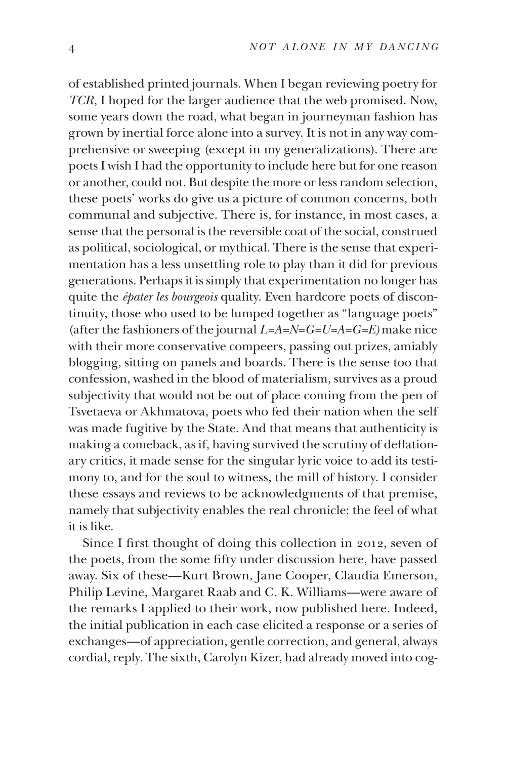of established printed journals. When I began reviewing poetry for *TCR*, I hoped for the larger audience that the web promised. Now, some years down the road, what began in journeyman fashion has grown by inertial force alone into a survey. It is not in any way comprehensive or sweeping (except in my generalizations). There are poets I wish I had the opportunity to include here but for one reason or another, could not. But despite the more or less random selection, these poets' works do give us a picture of common concerns, both communal and subjective. There is, for instance, in most cases, a sense that the personal is the reversible coat of the social, construed as political, sociological, or mythical. There is the sense that experimentation has a less unsettling role to play than it did for previous generations. Perhaps it is simply that experimentation no longer has quite the *épater les bourgeois* quality. Even hardcore poets of discontinuity, those who used to be lumped together as "language poets" (after the fashioners of the journal *L=A=N=G=U=A=G=E)* make nice with their more conservative compeers, passing out prizes, amiably blogging, sitting on panels and boards. There is the sense too that confession, washed in the blood of materialism, survives as a proud subjectivity that would not be out of place coming from the pen of Tsvetaeva or Akhmatova, poets who fed their nation when the self was made fugitive by the State. And that means that authenticity is making a comeback, as if, having survived the scrutiny of deflationary critics, it made sense for the singular lyric voice to add its testimony to, and for the soul to witness, the mill of history. I consider these essays and reviews to be acknowledgments of that premise, namely that subjectivity enables the real chronicle: the feel of what it is like.

Since I first thought of doing this collection in 2012, seven of the poets, from the some fifty under discussion here, have passed away. Six of these—Kurt Brown, Jane Cooper, Claudia Emerson, Philip Levine, Margaret Raab and C. K. Williams—were aware of the remarks I applied to their work, now published here. Indeed, the initial publication in each case elicited a response or a series of exchanges—of appreciation, gentle correction, and general, always cordial, reply. The sixth, Carolyn Kizer, had already moved into cog-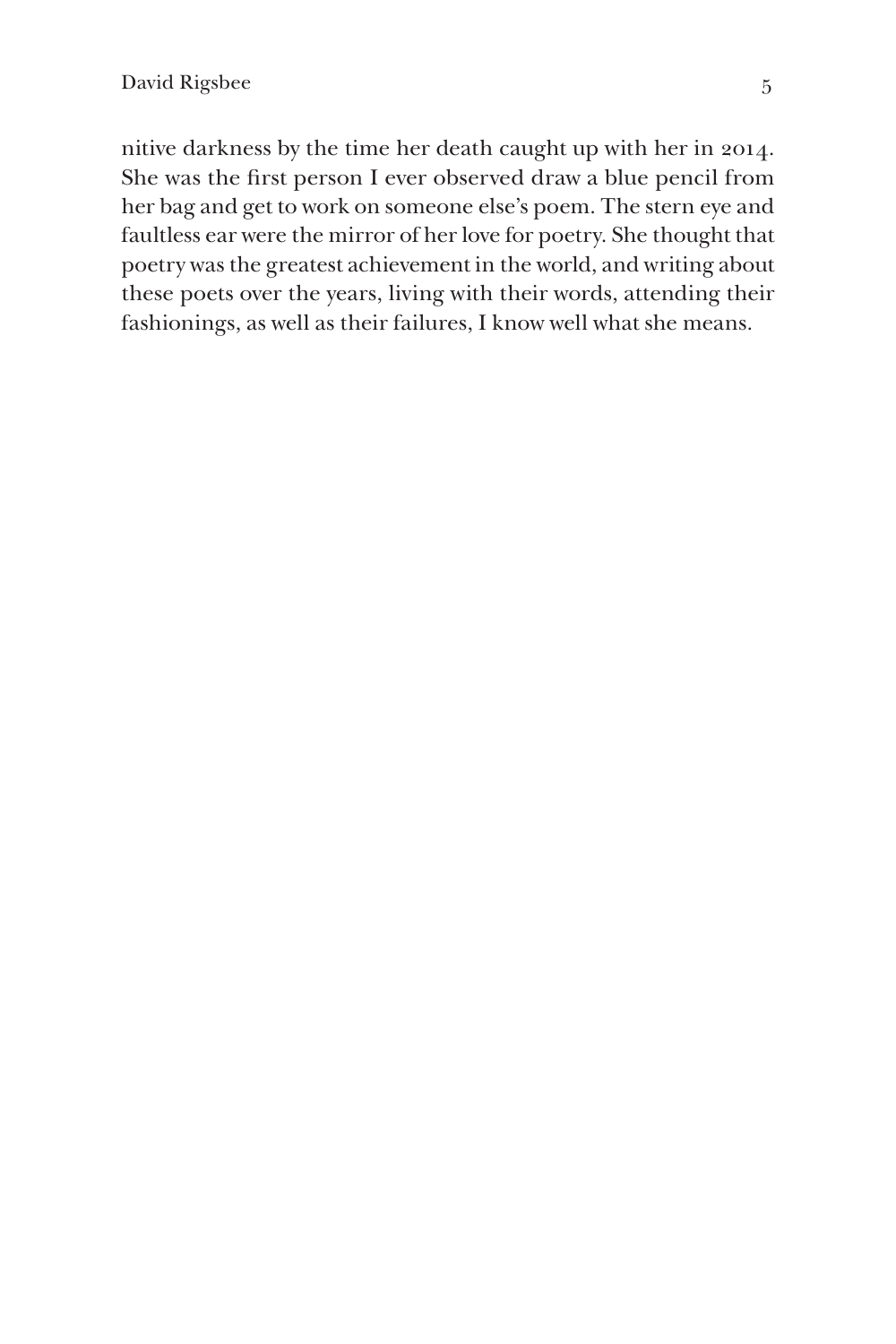nitive darkness by the time her death caught up with her in 2014. She was the first person I ever observed draw a blue pencil from her bag and get to work on someone else's poem. The stern eye and faultless ear were the mirror of her love for poetry. She thought that poetry was the greatest achievement in the world, and writing about these poets over the years, living with their words, attending their fashionings, as well as their failures, I know well what she means.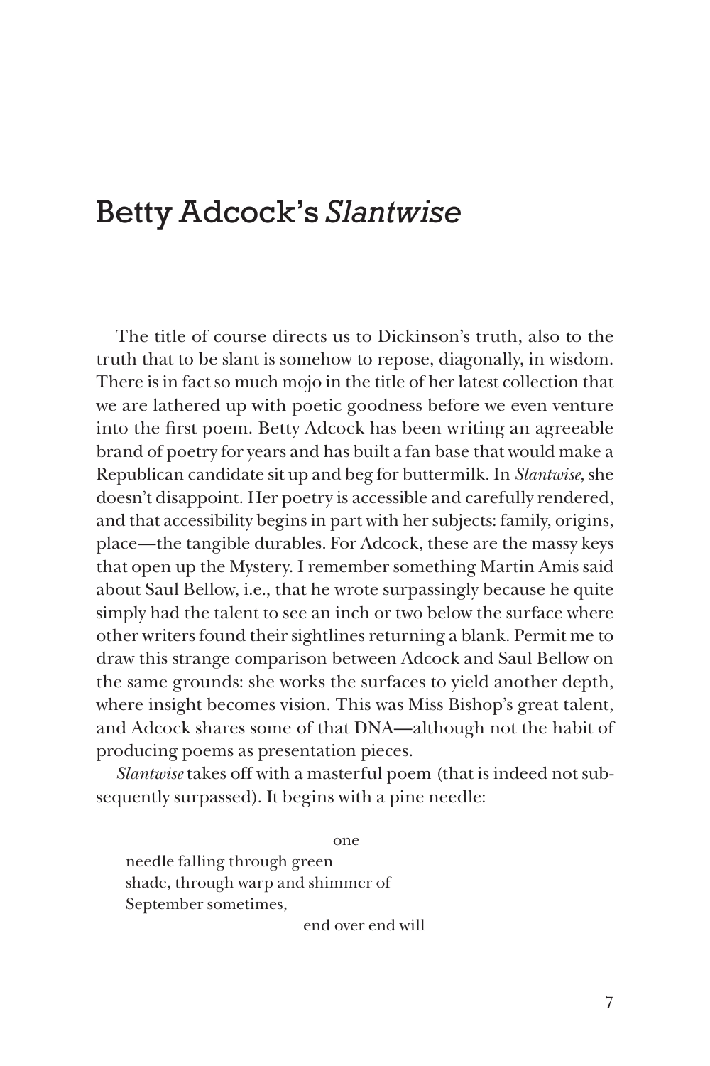# Betty Adcock's *Slantwise*

The title of course directs us to Dickinson's truth, also to the truth that to be slant is somehow to repose, diagonally, in wisdom. There is in fact so much mojo in the title of her latest collection that we are lathered up with poetic goodness before we even venture into the first poem. Betty Adcock has been writing an agreeable brand of poetry for years and has built a fan base that would make a Republican candidate sit up and beg for buttermilk. In *Slantwise*, she doesn't disappoint. Her poetry is accessible and carefully rendered, and that accessibility begins in part with her subjects: family, origins, place—the tangible durables. For Adcock, these are the massy keys that open up the Mystery. I remember something Martin Amis said about Saul Bellow, i.e., that he wrote surpassingly because he quite simply had the talent to see an inch or two below the surface where other writers found their sightlines returning a blank. Permit me to draw this strange comparison between Adcock and Saul Bellow on the same grounds: she works the surfaces to yield another depth, where insight becomes vision. This was Miss Bishop's great talent, and Adcock shares some of that DNA—although not the habit of producing poems as presentation pieces.

*Slantwise* takes off with a masterful poem (that is indeed not subsequently surpassed). It begins with a pine needle:

> one
> needle falling through green
> shade, through warp and shimmer of
> September sometimes,
> end over end will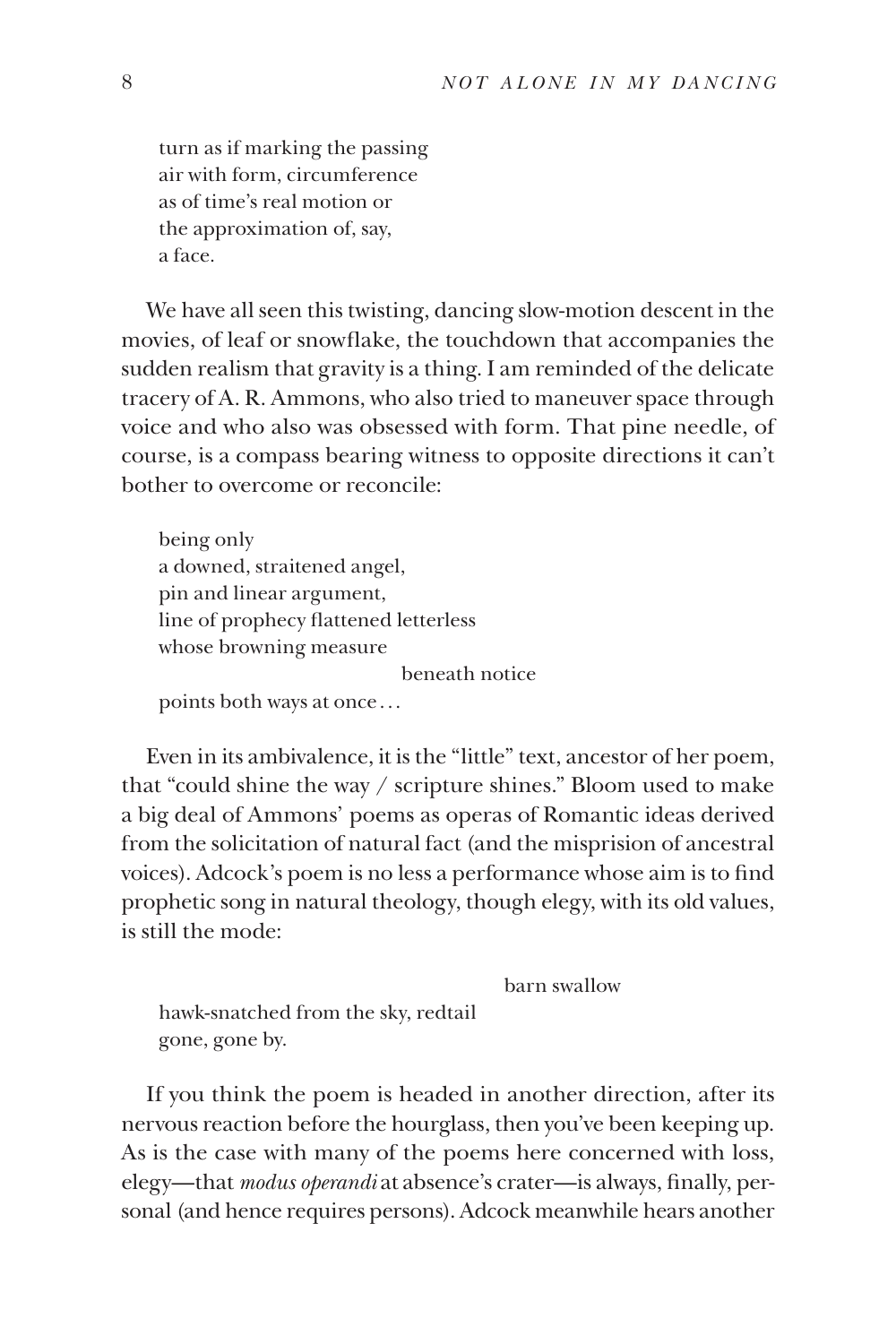turn as if marking the passing  
air with form, circumference  
as of time's real motion or  
the approximation of, say,  
a face.

We have all seen this twisting, dancing slow-motion descent in the movies, of leaf or snowflake, the touchdown that accompanies the sudden realism that gravity is a thing. I am reminded of the delicate tracery of A. R. Ammons, who also tried to maneuver space through voice and who also was obsessed with form. That pine needle, of course, is a compass bearing witness to opposite directions it can't bother to overcome or reconcile:

being only  
a downed, straitened angel,  
pin and linear argument,  
line of prophecy flattened letterless  
whose browning measure  
                                        beneath notice  
points both ways at once . . .

Even in its ambivalence, it is the "little" text, ancestor of her poem, that "could shine the way / scripture shines." Bloom used to make a big deal of Ammons' poems as operas of Romantic ideas derived from the solicitation of natural fact (and the misprision of ancestral voices). Adcock's poem is no less a performance whose aim is to find prophetic song in natural theology, though elegy, with its old values, is still the mode:

                                                  barn swallow  
hawk-snatched from the sky, redtail  
gone, gone by.

If you think the poem is headed in another direction, after its nervous reaction before the hourglass, then you've been keeping up. As is the case with many of the poems here concerned with loss, elegy—that *modus operandi* at absence's crater—is always, finally, personal (and hence requires persons). Adcock meanwhile hears another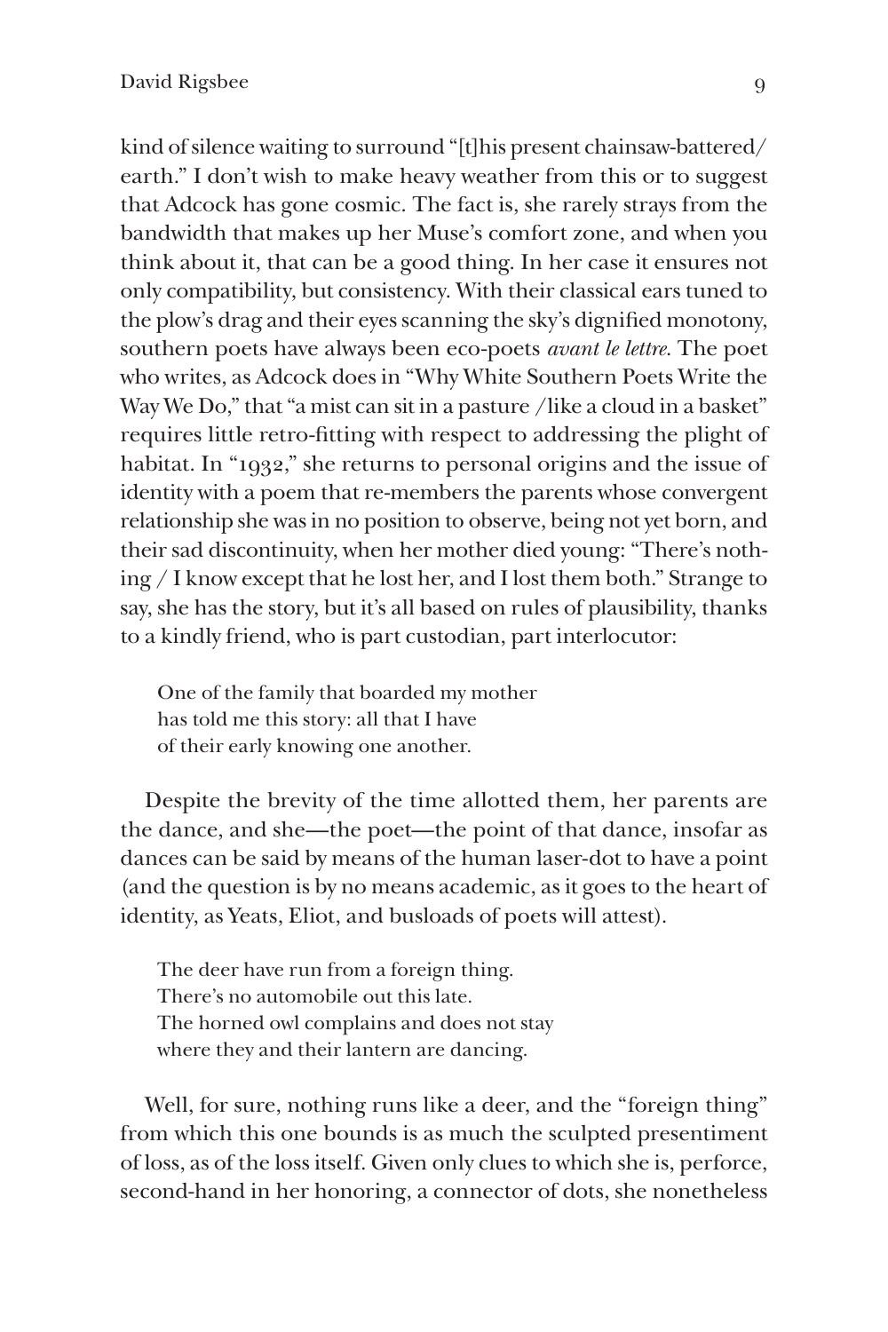kind of silence waiting to surround "[t]his present chainsaw-battered/ earth." I don't wish to make heavy weather from this or to suggest that Adcock has gone cosmic. The fact is, she rarely strays from the bandwidth that makes up her Muse's comfort zone, and when you think about it, that can be a good thing. In her case it ensures not only compatibility, but consistency. With their classical ears tuned to the plow's drag and their eyes scanning the sky's dignified monotony, southern poets have always been eco-poets *avant le lettre*. The poet who writes, as Adcock does in "Why White Southern Poets Write the Way We Do," that "a mist can sit in a pasture /like a cloud in a basket" requires little retro-fitting with respect to addressing the plight of habitat. In "1932," she returns to personal origins and the issue of identity with a poem that re-members the parents whose convergent relationship she was in no position to observe, being not yet born, and their sad discontinuity, when her mother died young: "There's nothing / I know except that he lost her, and I lost them both." Strange to say, she has the story, but it's all based on rules of plausibility, thanks to a kindly friend, who is part custodian, part interlocutor:

> One of the family that boarded my mother
> has told me this story: all that I have
> of their early knowing one another.

Despite the brevity of the time allotted them, her parents are the dance, and she—the poet—the point of that dance, insofar as dances can be said by means of the human laser-dot to have a point (and the question is by no means academic, as it goes to the heart of identity, as Yeats, Eliot, and busloads of poets will attest).

> The deer have run from a foreign thing.
> There's no automobile out this late.
> The horned owl complains and does not stay
> where they and their lantern are dancing.

Well, for sure, nothing runs like a deer, and the "foreign thing" from which this one bounds is as much the sculpted presentiment of loss, as of the loss itself. Given only clues to which she is, perforce, second-hand in her honoring, a connector of dots, she nonetheless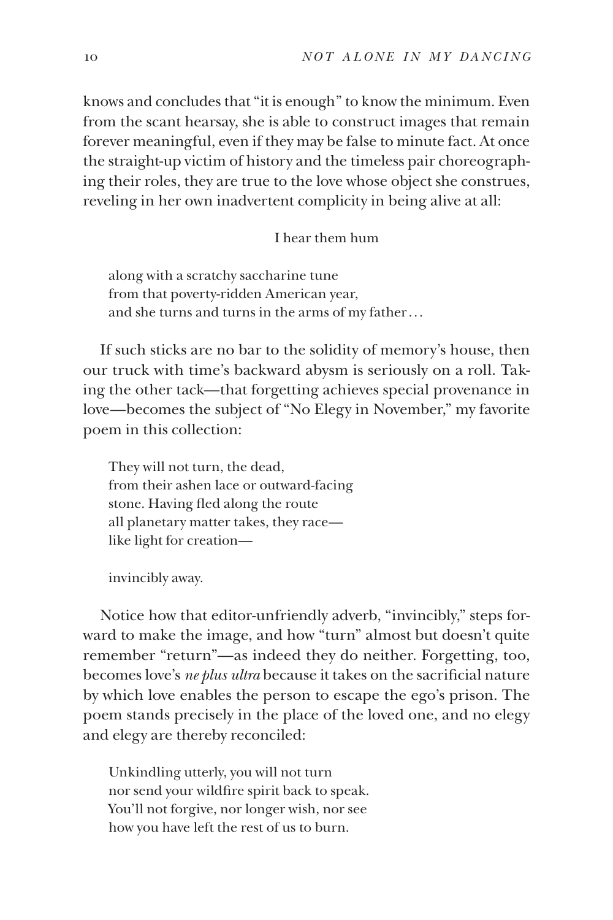knows and concludes that "it is enough" to know the minimum. Even from the scant hearsay, she is able to construct images that remain forever meaningful, even if they may be false to minute fact. At once the straight-up victim of history and the timeless pair choreographing their roles, they are true to the love whose object she construes, reveling in her own inadvertent complicity in being alive at all:

> I hear them hum
>
> along with a scratchy saccharine tune
> from that poverty-ridden American year,
> and she turns and turns in the arms of my father . . .

If such sticks are no bar to the solidity of memory's house, then our truck with time's backward abysm is seriously on a roll. Taking the other tack—that forgetting achieves special provenance in love—becomes the subject of "No Elegy in November," my favorite poem in this collection:

> They will not turn, the dead,
> from their ashen lace or outward-facing
> stone. Having fled along the route
> all planetary matter takes, they race—
> like light for creation—
>
> invincibly away.

Notice how that editor-unfriendly adverb, "invincibly," steps forward to make the image, and how "turn" almost but doesn't quite remember "return"—as indeed they do neither. Forgetting, too, becomes love's *ne plus ultra* because it takes on the sacrificial nature by which love enables the person to escape the ego's prison. The poem stands precisely in the place of the loved one, and no elegy and elegy are thereby reconciled:

> Unkindling utterly, you will not turn
> nor send your wildfire spirit back to speak.
> You'll not forgive, nor longer wish, nor see
> how you have left the rest of us to burn.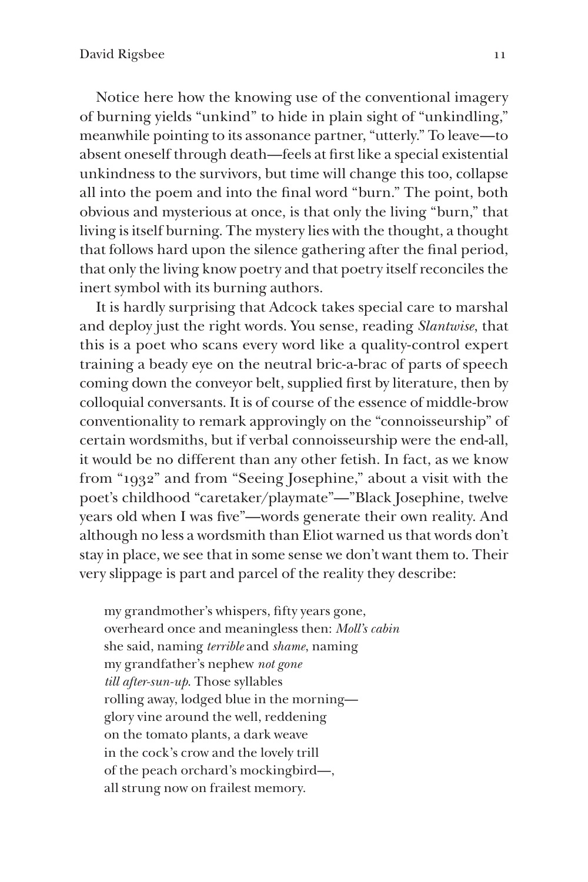Notice here how the knowing use of the conventional imagery of burning yields "unkind" to hide in plain sight of "unkindling," meanwhile pointing to its assonance partner, "utterly." To leave—to absent oneself through death—feels at first like a special existential unkindness to the survivors, but time will change this too, collapse all into the poem and into the final word "burn." The point, both obvious and mysterious at once, is that only the living "burn," that living is itself burning. The mystery lies with the thought, a thought that follows hard upon the silence gathering after the final period, that only the living know poetry and that poetry itself reconciles the inert symbol with its burning authors.

It is hardly surprising that Adcock takes special care to marshal and deploy just the right words. You sense, reading *Slantwise*, that this is a poet who scans every word like a quality-control expert training a beady eye on the neutral bric-a-brac of parts of speech coming down the conveyor belt, supplied first by literature, then by colloquial conversants. It is of course of the essence of middle-brow conventionality to remark approvingly on the "connoisseurship" of certain wordsmiths, but if verbal connoisseurship were the end-all, it would be no different than any other fetish. In fact, as we know from "1932" and from "Seeing Josephine," about a visit with the poet's childhood "caretaker/playmate"—"Black Josephine, twelve years old when I was five"—words generate their own reality. And although no less a wordsmith than Eliot warned us that words don't stay in place, we see that in some sense we don't want them to. Their very slippage is part and parcel of the reality they describe:

> my grandmother's whispers, fifty years gone,
> overheard once and meaningless then: *Moll's cabin*
> she said, naming *terrible* and *shame*, naming
> my grandfather's nephew *not gone*
> *till after-sun-up*. Those syllables
> rolling away, lodged blue in the morning—
> glory vine around the well, reddening
> on the tomato plants, a dark weave
> in the cock's crow and the lovely trill
> of the peach orchard's mockingbird—,
> all strung now on frailest memory.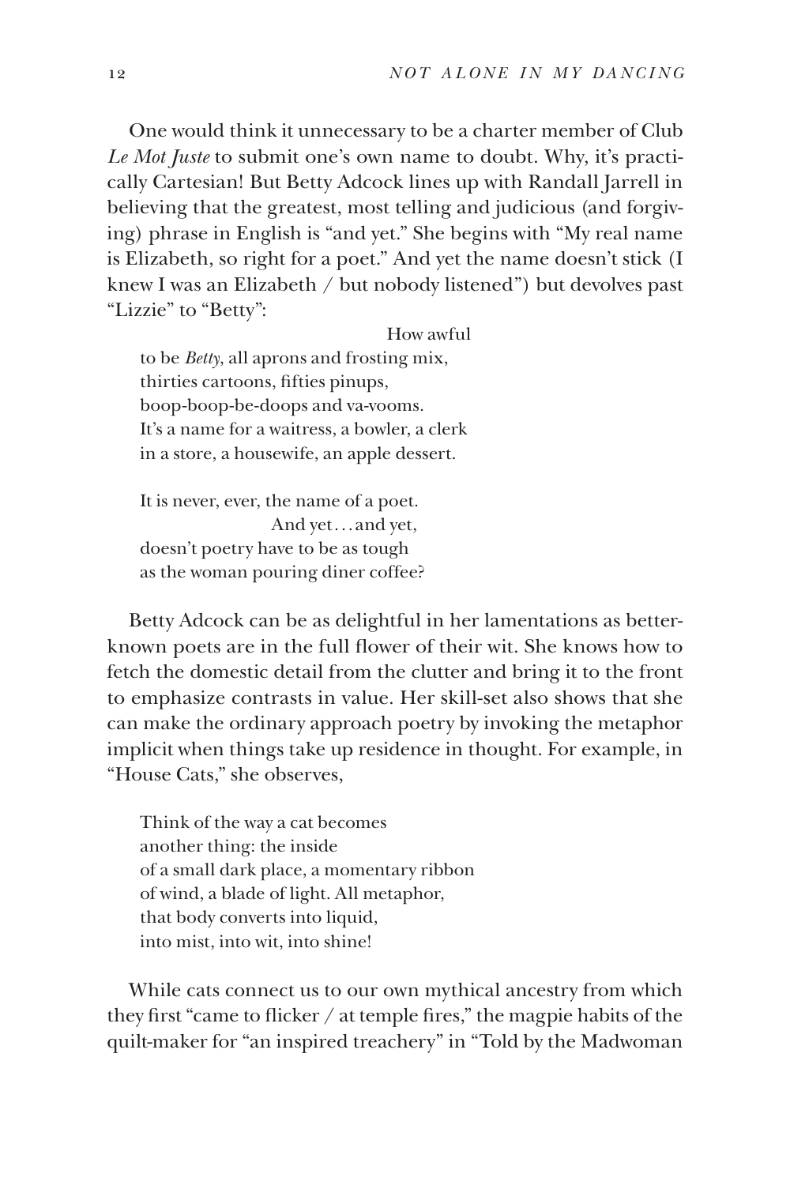One would think it unnecessary to be a charter member of Club *Le Mot Juste* to submit one's own name to doubt. Why, it's practically Cartesian! But Betty Adcock lines up with Randall Jarrell in believing that the greatest, most telling and judicious (and forgiving) phrase in English is "and yet." She begins with "My real name is Elizabeth, so right for a poet." And yet the name doesn't stick (I knew I was an Elizabeth / but nobody listened") but devolves past "Lizzie" to "Betty":

> How awful
> to be *Betty*, all aprons and frosting mix,
> thirties cartoons, fifties pinups,
> boop-boop-be-doops and va-vooms.
> It's a name for a waitress, a bowler, a clerk
> in a store, a housewife, an apple dessert.
>
> It is never, ever, the name of a poet.
> And yet . . . and yet,
> doesn't poetry have to be as tough
> as the woman pouring diner coffee?

Betty Adcock can be as delightful in her lamentations as better-known poets are in the full flower of their wit. She knows how to fetch the domestic detail from the clutter and bring it to the front to emphasize contrasts in value. Her skill-set also shows that she can make the ordinary approach poetry by invoking the metaphor implicit when things take up residence in thought. For example, in "House Cats," she observes,

> Think of the way a cat becomes
> another thing: the inside
> of a small dark place, a momentary ribbon
> of wind, a blade of light. All metaphor,
> that body converts into liquid,
> into mist, into wit, into shine!

While cats connect us to our own mythical ancestry from which they first "came to flicker / at temple fires," the magpie habits of the quilt-maker for "an inspired treachery" in "Told by the Madwoman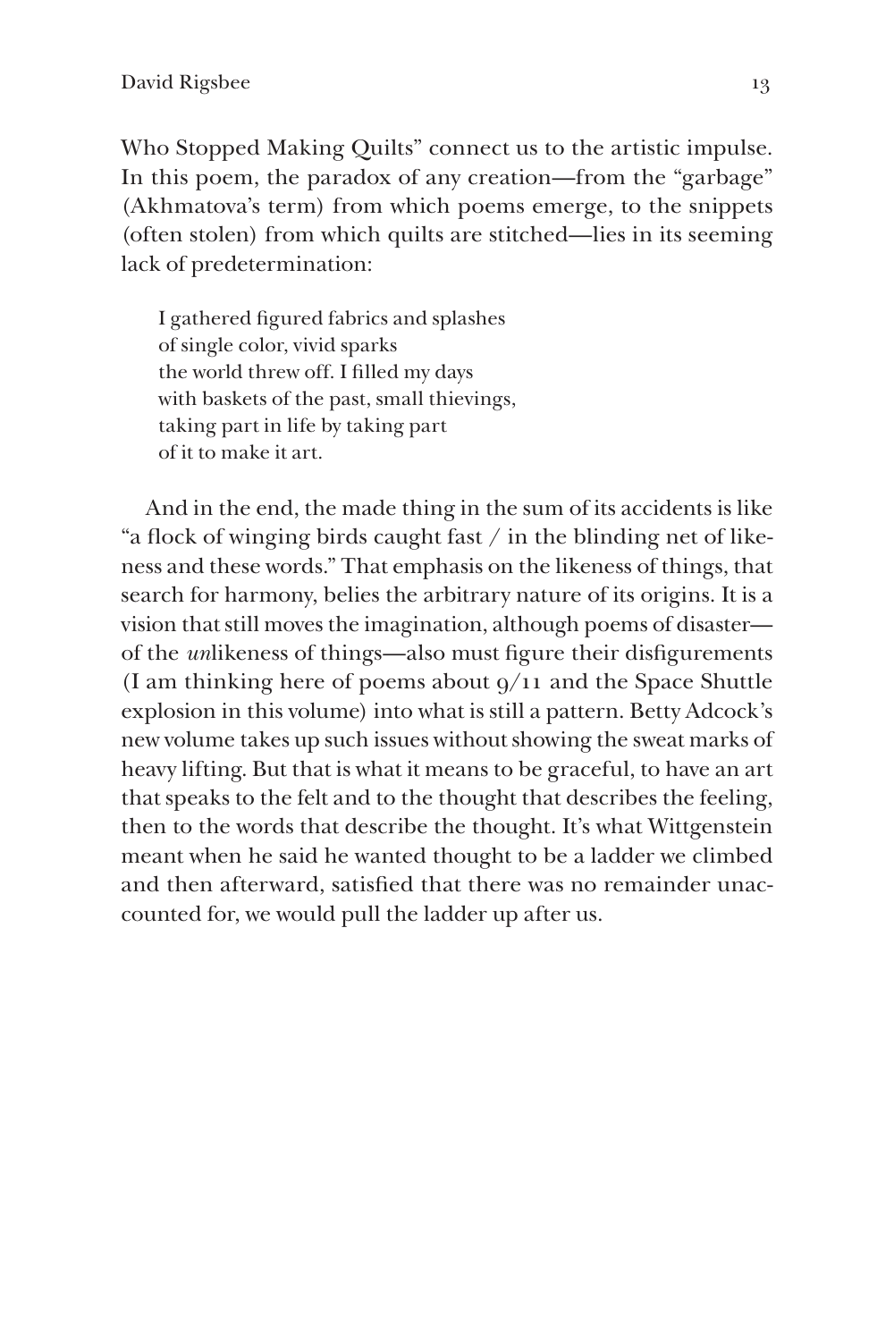Who Stopped Making Quilts" connect us to the artistic impulse. In this poem, the paradox of any creation—from the "garbage" (Akhmatova's term) from which poems emerge, to the snippets (often stolen) from which quilts are stitched—lies in its seeming lack of predetermination:

> I gathered figured fabrics and splashes
> of single color, vivid sparks
> the world threw off. I filled my days
> with baskets of the past, small thievings,
> taking part in life by taking part
> of it to make it art.

And in the end, the made thing in the sum of its accidents is like "a flock of winging birds caught fast / in the blinding net of likeness and these words." That emphasis on the likeness of things, that search for harmony, belies the arbitrary nature of its origins. It is a vision that still moves the imagination, although poems of disaster—of the *un*likeness of things—also must figure their disfigurements (I am thinking here of poems about 9/11 and the Space Shuttle explosion in this volume) into what is still a pattern. Betty Adcock's new volume takes up such issues without showing the sweat marks of heavy lifting. But that is what it means to be graceful, to have an art that speaks to the felt and to the thought that describes the feeling, then to the words that describe the thought. It's what Wittgenstein meant when he said he wanted thought to be a ladder we climbed and then afterward, satisfied that there was no remainder unaccounted for, we would pull the ladder up after us.